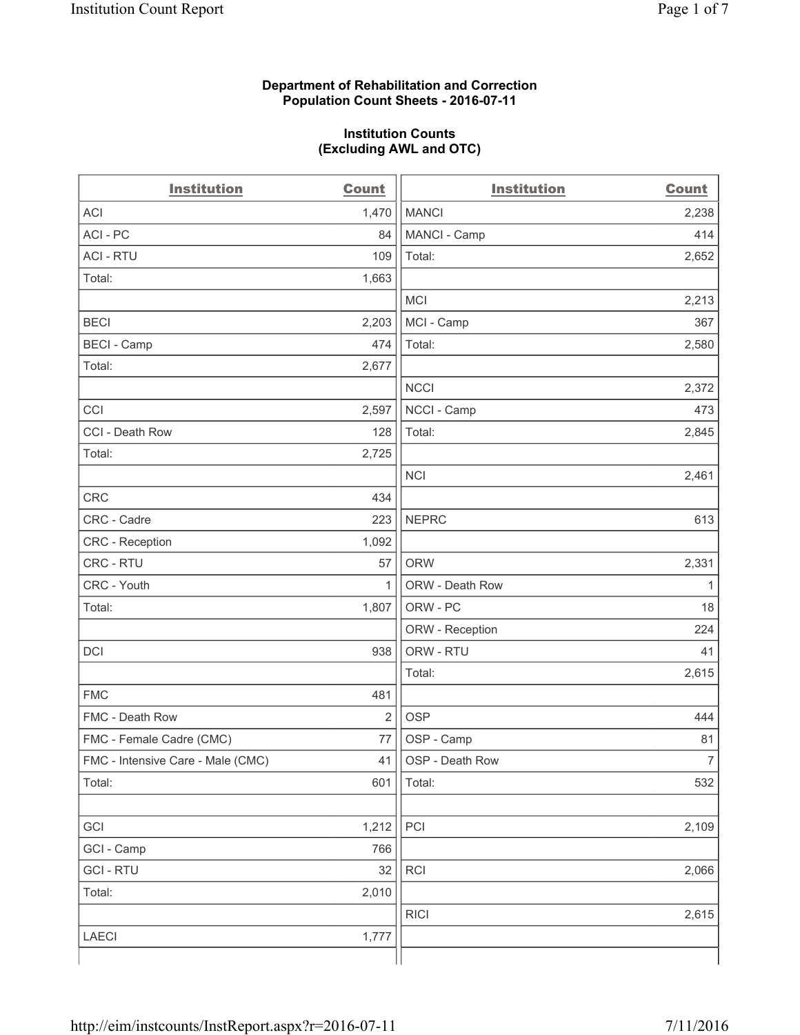**Department of Rehabilitation and Correction**
**Population Count Sheets - 2016-07-11**

**Institution Counts**
**(Excluding AWL and OTC)**

| Institution | Count | Institution | Count |
|---|---|---|---|
| ACI | 1,470 | MANCI | 2,238 |
| ACI - PC | 84 | MANCI - Camp | 414 |
| ACI - RTU | 109 | Total: | 2,652 |
| Total: | 1,663 | | |
| | | MCI | 2,213 |
| BECI | 2,203 | MCI - Camp | 367 |
| BECI - Camp | 474 | Total: | 2,580 |
| Total: | 2,677 | | |
| | | NCCI | 2,372 |
| CCI | 2,597 | NCCI - Camp | 473 |
| CCI - Death Row | 128 | Total: | 2,845 |
| Total: | 2,725 | | |
| | | NCI | 2,461 |
| CRC | 434 | | |
| CRC - Cadre | 223 | NEPRC | 613 |
| CRC - Reception | 1,092 | | |
| CRC - RTU | 57 | ORW | 2,331 |
| CRC - Youth | 1 | ORW - Death Row | 1 |
| Total: | 1,807 | ORW - PC | 18 |
| | | ORW - Reception | 224 |
| DCI | 938 | ORW - RTU | 41 |
| | | Total: | 2,615 |
| FMC | 481 | | |
| FMC - Death Row | 2 | OSP | 444 |
| FMC - Female Cadre (CMC) | 77 | OSP - Camp | 81 |
| FMC - Intensive Care - Male (CMC) | 41 | OSP - Death Row | 7 |
| Total: | 601 | Total: | 532 |
| | | | |
| GCI | 1,212 | PCI | 2,109 |
| GCI - Camp | 766 | | |
| GCI - RTU | 32 | RCI | 2,066 |
| Total: | 2,010 | | |
| | | RICI | 2,615 |
| LAECI | 1,777 | | |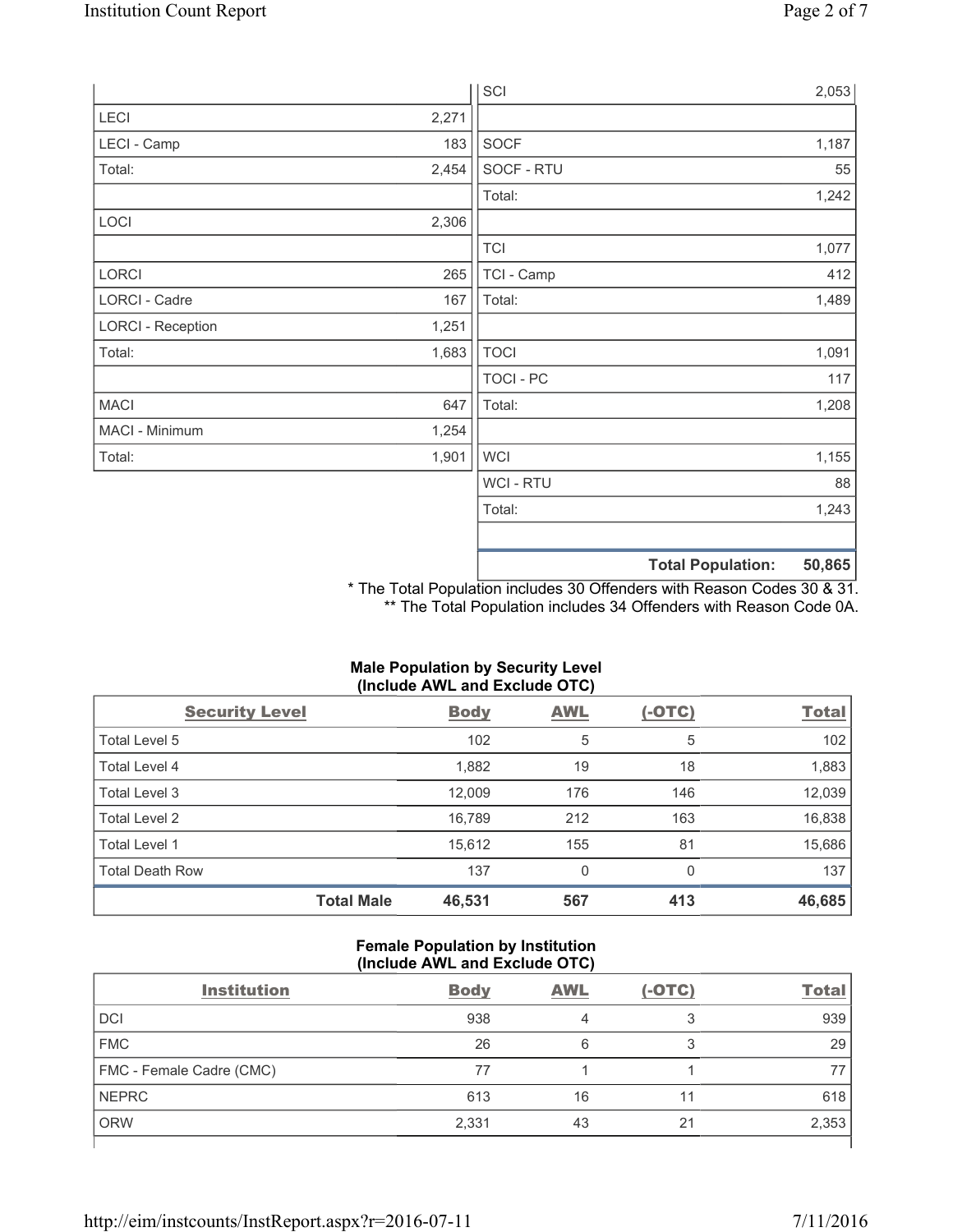| | | | |
|---|---|---|---|
| | | SCI | 2,053 |
| LECI | 2,271 | | |
| LECI - Camp | 183 | SOCF | 1,187 |
| Total: | 2,454 | SOCF - RTU | 55 |
| | | Total: | 1,242 |
| LOCI | 2,306 | | |
| | | TCI | 1,077 |
| LORCI | 265 | TCI - Camp | 412 |
| LORCI - Cadre | 167 | Total: | 1,489 |
| LORCI - Reception | 1,251 | | |
| Total: | 1,683 | TOCI | 1,091 |
| | | TOCI - PC | 117 |
| MACI | 647 | Total: | 1,208 |
| MACI - Minimum | 1,254 | | |
| Total: | 1,901 | WCI | 1,155 |
| | | WCI - RTU | 88 |
| | | Total: | 1,243 |
| | | | |
| | | **Total Population:** | **50,865** |

\* The Total Population includes 30 Offenders with Reason Codes 30 & 31.
\** The Total Population includes 34 Offenders with Reason Code 0A.

**Male Population by Security Level (Include AWL and Exclude OTC)**

| Security Level | Body | AWL | (-OTC) | Total |
|---|---|---|---|---|
| Total Level 5 | 102 | 5 | 5 | 102 |
| Total Level 4 | 1,882 | 19 | 18 | 1,883 |
| Total Level 3 | 12,009 | 176 | 146 | 12,039 |
| Total Level 2 | 16,789 | 212 | 163 | 16,838 |
| Total Level 1 | 15,612 | 155 | 81 | 15,686 |
| Total Death Row | 137 | 0 | 0 | 137 |
| **Total Male** | **46,531** | **567** | **413** | **46,685** |

**Female Population by Institution (Include AWL and Exclude OTC)**

| Institution | Body | AWL | (-OTC) | Total |
|---|---|---|---|---|
| DCI | 938 | 4 | 3 | 939 |
| FMC | 26 | 6 | 3 | 29 |
| FMC - Female Cadre (CMC) | 77 | 1 | 1 | 77 |
| NEPRC | 613 | 16 | 11 | 618 |
| ORW | 2,331 | 43 | 21 | 2,353 |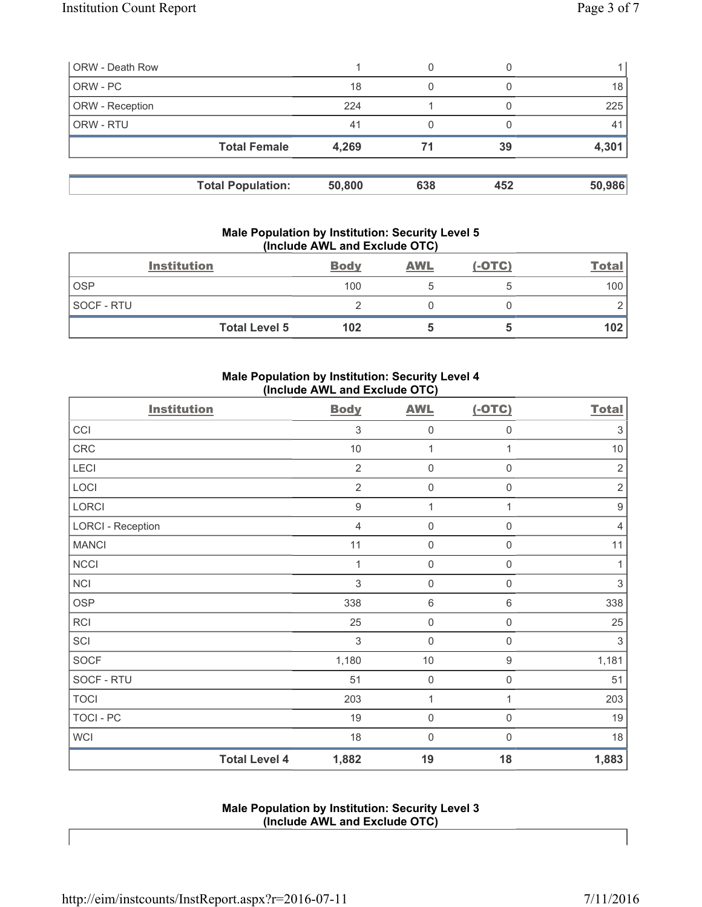| | | | | |
|---|---|---|---|---|
| ORW - Death Row | 1 | 0 | 0 | 1 |
| ORW - PC | 18 | 0 | 0 | 18 |
| ORW - Reception | 224 | 1 | 0 | 225 |
| ORW - RTU | 41 | 0 | 0 | 41 |
| **Total Female** | **4,269** | **71** | **39** | **4,301** |

| | | | | |
|---|---|---|---|---|
| **Total Population:** | **50,800** | **638** | **452** | **50,986** |

### Male Population by Institution: Security Level 5 (Include AWL and Exclude OTC)

| Institution | Body | AWL | (-OTC) | Total |
|---|---|---|---|---|
| OSP | 100 | 5 | 5 | 100 |
| SOCF - RTU | 2 | 0 | 0 | 2 |
| **Total Level 5** | **102** | **5** | **5** | **102** |

### Male Population by Institution: Security Level 4 (Include AWL and Exclude OTC)

| Institution | Body | AWL | (-OTC) | Total |
|---|---|---|---|---|
| CCI | 3 | 0 | 0 | 3 |
| CRC | 10 | 1 | 1 | 10 |
| LECI | 2 | 0 | 0 | 2 |
| LOCI | 2 | 0 | 0 | 2 |
| LORCI | 9 | 1 | 1 | 9 |
| LORCI - Reception | 4 | 0 | 0 | 4 |
| MANCI | 11 | 0 | 0 | 11 |
| NCCI | 1 | 0 | 0 | 1 |
| NCI | 3 | 0 | 0 | 3 |
| OSP | 338 | 6 | 6 | 338 |
| RCI | 25 | 0 | 0 | 25 |
| SCI | 3 | 0 | 0 | 3 |
| SOCF | 1,180 | 10 | 9 | 1,181 |
| SOCF - RTU | 51 | 0 | 0 | 51 |
| TOCI | 203 | 1 | 1 | 203 |
| TOCI - PC | 19 | 0 | 0 | 19 |
| WCI | 18 | 0 | 0 | 18 |
| **Total Level 4** | **1,882** | **19** | **18** | **1,883** |

### Male Population by Institution: Security Level 3 (Include AWL and Exclude OTC)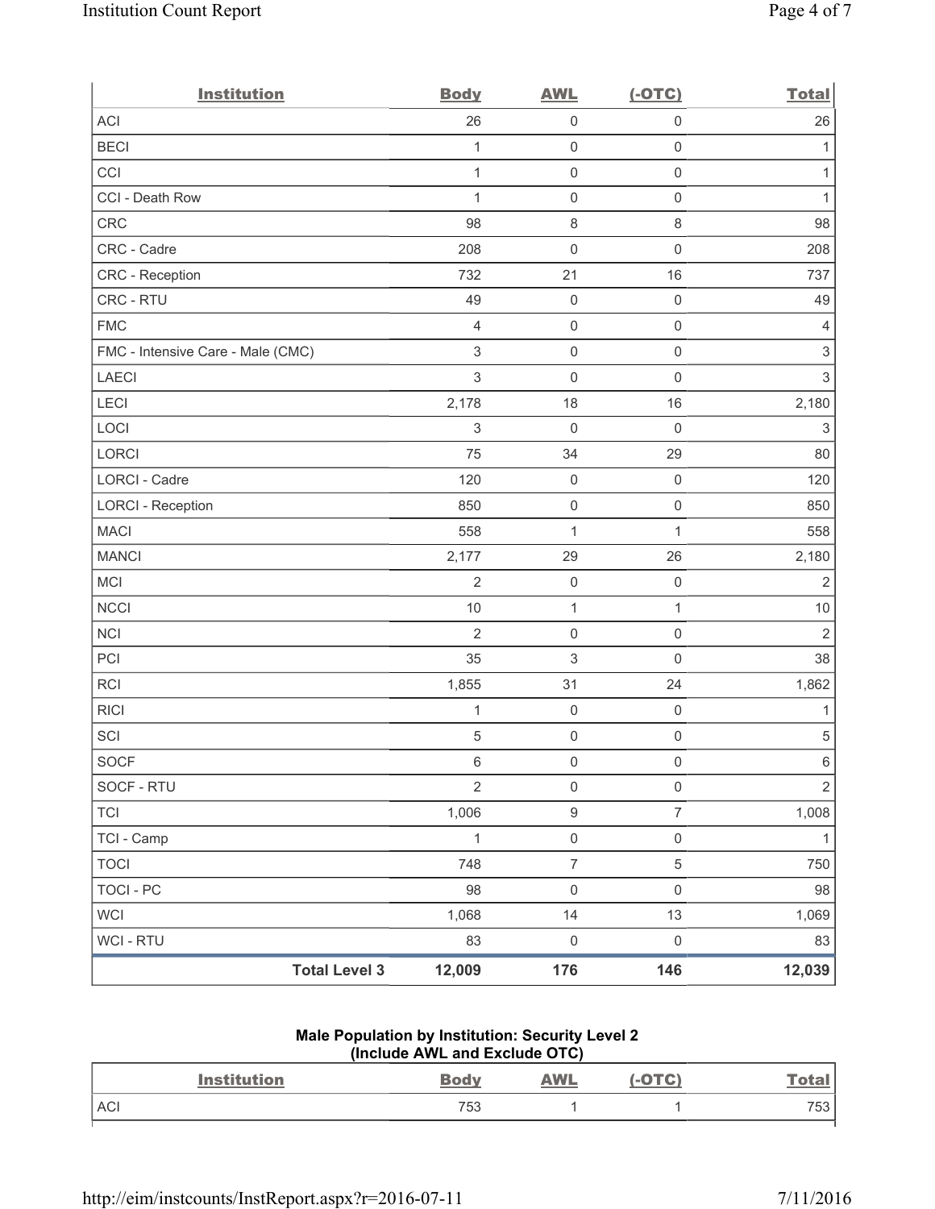| Institution | Body | AWL | (-OTC) | Total |
|---|---|---|---|---|
| ACI | 26 | 0 | 0 | 26 |
| BECI | 1 | 0 | 0 | 1 |
| CCI | 1 | 0 | 0 | 1 |
| CCI - Death Row | 1 | 0 | 0 | 1 |
| CRC | 98 | 8 | 8 | 98 |
| CRC - Cadre | 208 | 0 | 0 | 208 |
| CRC - Reception | 732 | 21 | 16 | 737 |
| CRC - RTU | 49 | 0 | 0 | 49 |
| FMC | 4 | 0 | 0 | 4 |
| FMC - Intensive Care - Male (CMC) | 3 | 0 | 0 | 3 |
| LAECI | 3 | 0 | 0 | 3 |
| LECI | 2,178 | 18 | 16 | 2,180 |
| LOCI | 3 | 0 | 0 | 3 |
| LORCI | 75 | 34 | 29 | 80 |
| LORCI - Cadre | 120 | 0 | 0 | 120 |
| LORCI - Reception | 850 | 0 | 0 | 850 |
| MACI | 558 | 1 | 1 | 558 |
| MANCI | 2,177 | 29 | 26 | 2,180 |
| MCI | 2 | 0 | 0 | 2 |
| NCCI | 10 | 1 | 1 | 10 |
| NCI | 2 | 0 | 0 | 2 |
| PCI | 35 | 3 | 0 | 38 |
| RCI | 1,855 | 31 | 24 | 1,862 |
| RICI | 1 | 0 | 0 | 1 |
| SCI | 5 | 0 | 0 | 5 |
| SOCF | 6 | 0 | 0 | 6 |
| SOCF - RTU | 2 | 0 | 0 | 2 |
| TCI | 1,006 | 9 | 7 | 1,008 |
| TCI - Camp | 1 | 0 | 0 | 1 |
| TOCI | 748 | 7 | 5 | 750 |
| TOCI - PC | 98 | 0 | 0 | 98 |
| WCI | 1,068 | 14 | 13 | 1,069 |
| WCI - RTU | 83 | 0 | 0 | 83 |
| **Total Level 3** | **12,009** | **176** | **146** | **12,039** |

### Male Population by Institution: Security Level 2
### (Include AWL and Exclude OTC)

| Institution | Body | AWL | (-OTC) | Total |
|---|---|---|---|---|
| ACI | 753 | 1 | 1 | 753 |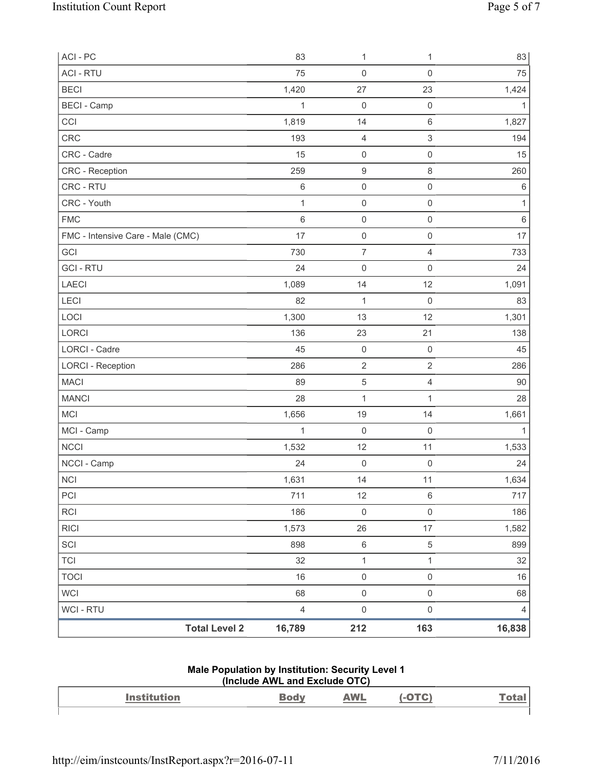| | | | | |
|---|---|---|---|---|
| ACI - PC | 83 | 1 | 1 | 83 |
| ACI - RTU | 75 | 0 | 0 | 75 |
| BECI | 1,420 | 27 | 23 | 1,424 |
| BECI - Camp | 1 | 0 | 0 | 1 |
| CCI | 1,819 | 14 | 6 | 1,827 |
| CRC | 193 | 4 | 3 | 194 |
| CRC - Cadre | 15 | 0 | 0 | 15 |
| CRC - Reception | 259 | 9 | 8 | 260 |
| CRC - RTU | 6 | 0 | 0 | 6 |
| CRC - Youth | 1 | 0 | 0 | 1 |
| FMC | 6 | 0 | 0 | 6 |
| FMC - Intensive Care - Male (CMC) | 17 | 0 | 0 | 17 |
| GCI | 730 | 7 | 4 | 733 |
| GCI - RTU | 24 | 0 | 0 | 24 |
| LAECI | 1,089 | 14 | 12 | 1,091 |
| LECI | 82 | 1 | 0 | 83 |
| LOCI | 1,300 | 13 | 12 | 1,301 |
| LORCI | 136 | 23 | 21 | 138 |
| LORCI - Cadre | 45 | 0 | 0 | 45 |
| LORCI - Reception | 286 | 2 | 2 | 286 |
| MACI | 89 | 5 | 4 | 90 |
| MANCI | 28 | 1 | 1 | 28 |
| MCI | 1,656 | 19 | 14 | 1,661 |
| MCI - Camp | 1 | 0 | 0 | 1 |
| NCCI | 1,532 | 12 | 11 | 1,533 |
| NCCI - Camp | 24 | 0 | 0 | 24 |
| NCI | 1,631 | 14 | 11 | 1,634 |
| PCI | 711 | 12 | 6 | 717 |
| RCI | 186 | 0 | 0 | 186 |
| RICI | 1,573 | 26 | 17 | 1,582 |
| SCI | 898 | 6 | 5 | 899 |
| TCI | 32 | 1 | 1 | 32 |
| TOCI | 16 | 0 | 0 | 16 |
| WCI | 68 | 0 | 0 | 68 |
| WCI - RTU | 4 | 0 | 0 | 4 |
| **Total Level 2** | **16,789** | **212** | **163** | **16,838** |

### Male Population by Institution: Security Level 1
### (Include AWL and Exclude OTC)

| Institution | Body | AWL | (-OTC) | Total |
|---|---|---|---|---|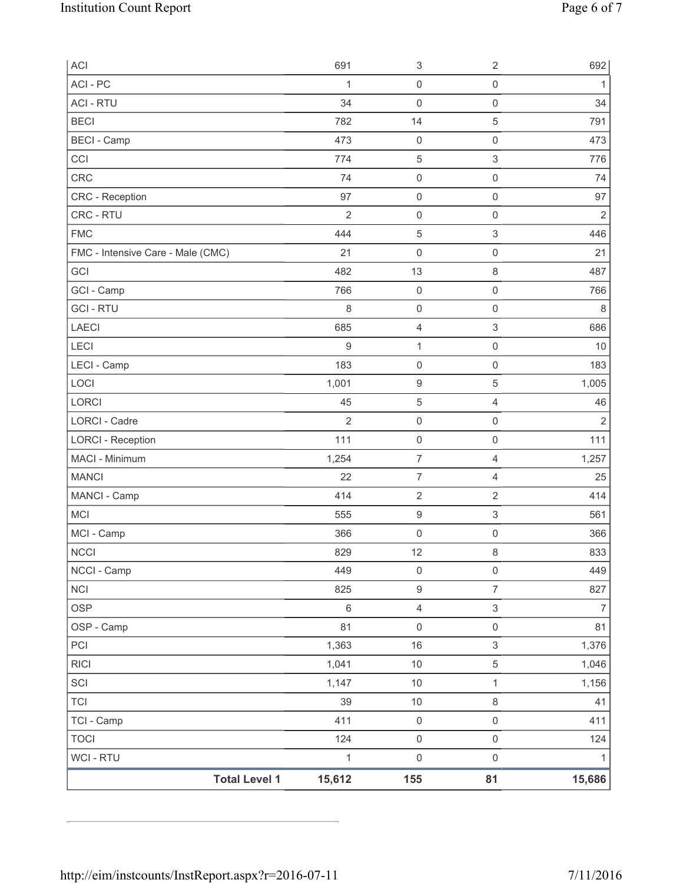| | | | | |
|---|---|---|---|---|
| ACI | 691 | 3 | 2 | 692 |
| ACI - PC | 1 | 0 | 0 | 1 |
| ACI - RTU | 34 | 0 | 0 | 34 |
| BECI | 782 | 14 | 5 | 791 |
| BECI - Camp | 473 | 0 | 0 | 473 |
| CCI | 774 | 5 | 3 | 776 |
| CRC | 74 | 0 | 0 | 74 |
| CRC - Reception | 97 | 0 | 0 | 97 |
| CRC - RTU | 2 | 0 | 0 | 2 |
| FMC | 444 | 5 | 3 | 446 |
| FMC - Intensive Care - Male (CMC) | 21 | 0 | 0 | 21 |
| GCI | 482 | 13 | 8 | 487 |
| GCI - Camp | 766 | 0 | 0 | 766 |
| GCI - RTU | 8 | 0 | 0 | 8 |
| LAECI | 685 | 4 | 3 | 686 |
| LECI | 9 | 1 | 0 | 10 |
| LECI - Camp | 183 | 0 | 0 | 183 |
| LOCI | 1,001 | 9 | 5 | 1,005 |
| LORCI | 45 | 5 | 4 | 46 |
| LORCI - Cadre | 2 | 0 | 0 | 2 |
| LORCI - Reception | 111 | 0 | 0 | 111 |
| MACI - Minimum | 1,254 | 7 | 4 | 1,257 |
| MANCI | 22 | 7 | 4 | 25 |
| MANCI - Camp | 414 | 2 | 2 | 414 |
| MCI | 555 | 9 | 3 | 561 |
| MCI - Camp | 366 | 0 | 0 | 366 |
| NCCI | 829 | 12 | 8 | 833 |
| NCCI - Camp | 449 | 0 | 0 | 449 |
| NCI | 825 | 9 | 7 | 827 |
| OSP | 6 | 4 | 3 | 7 |
| OSP - Camp | 81 | 0 | 0 | 81 |
| PCI | 1,363 | 16 | 3 | 1,376 |
| RICI | 1,041 | 10 | 5 | 1,046 |
| SCI | 1,147 | 10 | 1 | 1,156 |
| TCI | 39 | 10 | 8 | 41 |
| TCI - Camp | 411 | 0 | 0 | 411 |
| TOCI | 124 | 0 | 0 | 124 |
| WCI - RTU | 1 | 0 | 0 | 1 |
| **Total Level 1** | **15,612** | **155** | **81** | **15,686** |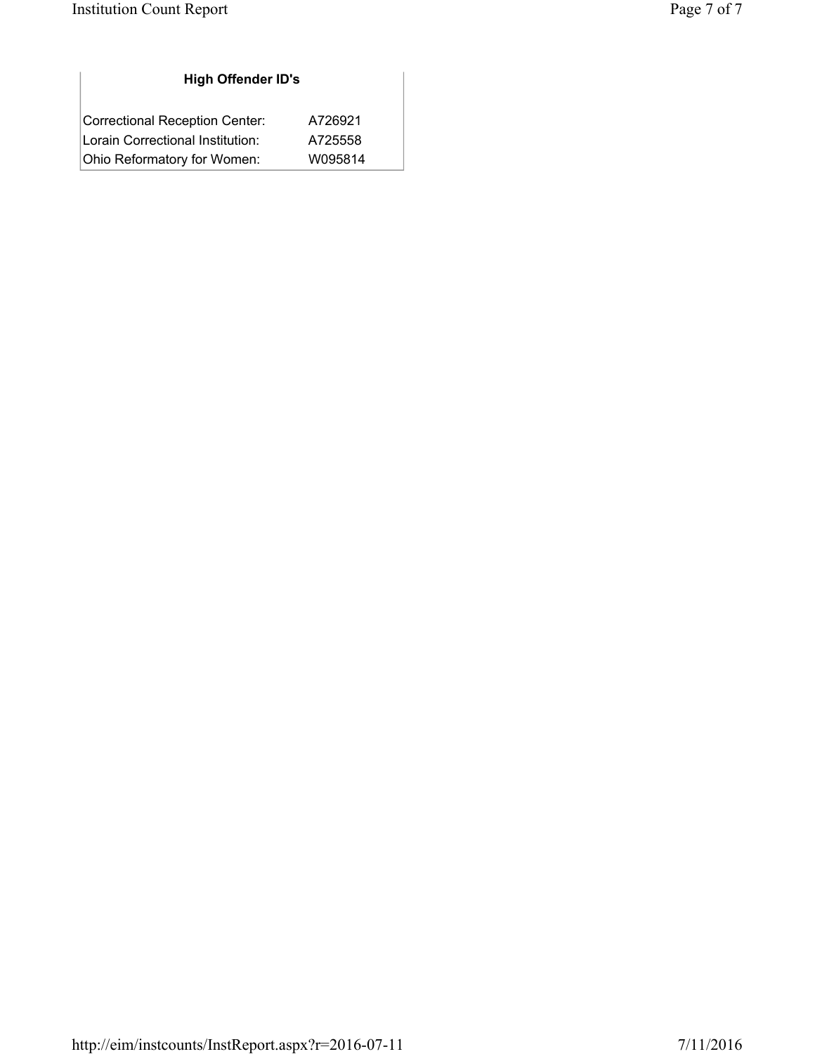## High Offender ID's

| | |
|---|---|
| Correctional Reception Center: | A726921 |
| Lorain Correctional Institution: | A725558 |
| Ohio Reformatory for Women: | W095814 |